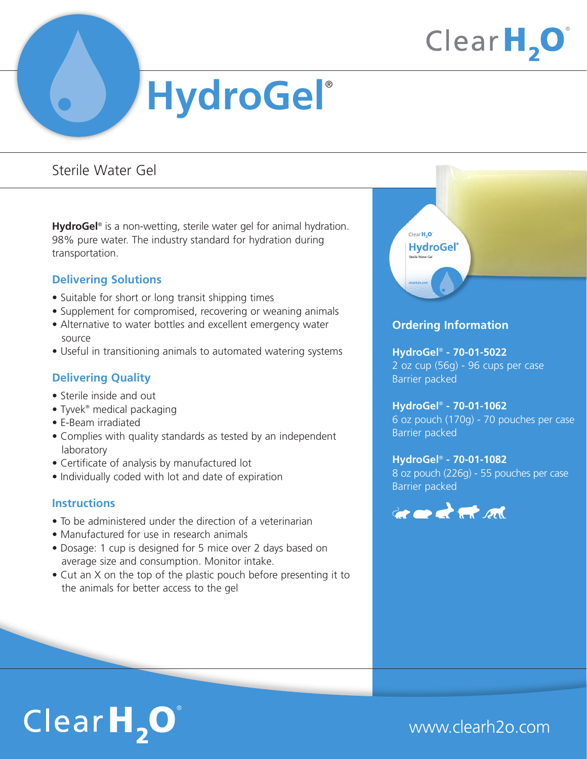# HydroGel®

## Sterile Water Gel

**HydroGel®** is a non-wetting, sterile water gel for animal hydration. 98% pure water. The industry standard for hydration during transportation.

### Delivering Solutions

- Suitable for short or long transit shipping times
- Supplement for compromised, recovering or weaning animals
- Alternative to water bottles and excellent emergency water source
- Useful in transitioning animals to automated watering systems

### Delivering Quality

- Sterile inside and out
- Tyvek® medical packaging
- E-Beam irradiated
- Complies with quality standards as tested by an independent laboratory
- Certificate of analysis by manufactured lot
- Individually coded with lot and date of expiration

### Instructions

- To be administered under the direction of a veterinarian
- Manufactured for use in research animals
- Dosage: 1 cup is designed for 5 mice over 2 days based on average size and consumption. Monitor intake.
- Cut an X on the top of the plastic pouch before presenting it to the animals for better access to the gel

### Ordering Information

**HydroGel® - 70-01-5022**
2 oz cup (56g) - 96 cups per case
Barrier packed

**HydroGel® - 70-01-1062**
6 oz pouch (170g) - 70 pouches per case
Barrier packed

**HydroGel® - 70-01-1082**
8 oz pouch (226g) - 55 pouches per case
Barrier packed

www.clearh2o.com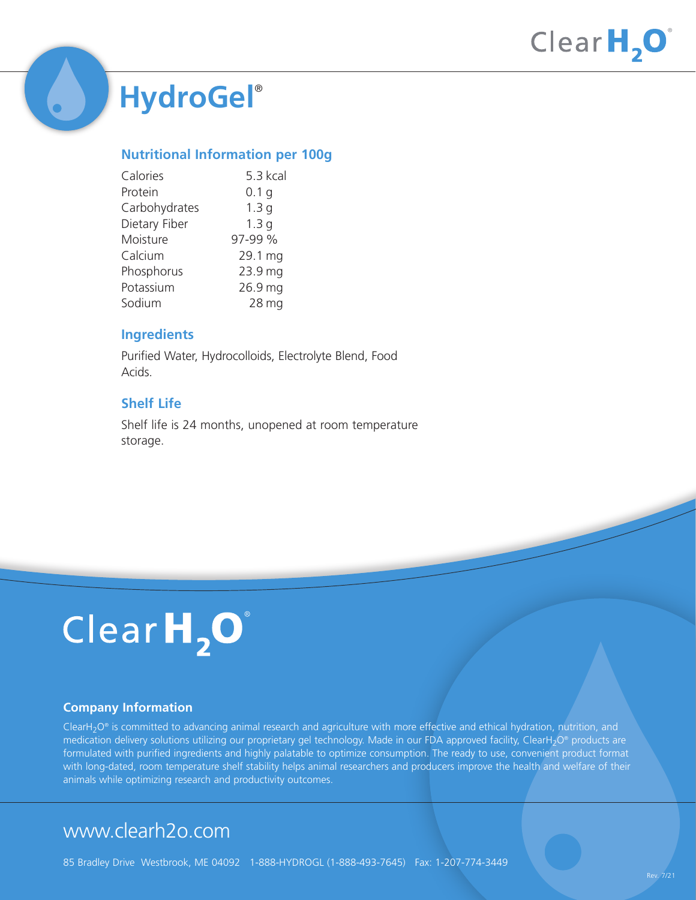ClearH₂O®

# HydroGel®

## Nutritional Information per 100g

| | |
|---|---|
| Calories | 5.3 kcal |
| Protein | 0.1 g |
| Carbohydrates | 1.3 g |
| Dietary Fiber | 1.3 g |
| Moisture | 97-99 % |
| Calcium | 29.1 mg |
| Phosphorus | 23.9 mg |
| Potassium | 26.9 mg |
| Sodium | 28 mg |

## Ingredients

Purified Water, Hydrocolloids, Electrolyte Blend, Food Acids.

## Shelf Life

Shelf life is 24 months, unopened at room temperature storage.

Clear $H_2O$®

### Company Information

Clear$H_2O$® is committed to advancing animal research and agriculture with more effective and ethical hydration, nutrition, and medication delivery solutions utilizing our proprietary gel technology. Made in our FDA approved facility, Clear$H_2O$® products are formulated with purified ingredients and highly palatable to optimize consumption. The ready to use, convenient product format with long-dated, room temperature shelf stability helps animal researchers and producers improve the health and welfare of their animals while optimizing research and productivity outcomes.

www.clearh2o.com

85 Bradley Drive Westbrook, ME 04092 1-888-HYDROGL (1-888-493-7645) Fax: 1-207-774-3449

Rev. 7/21